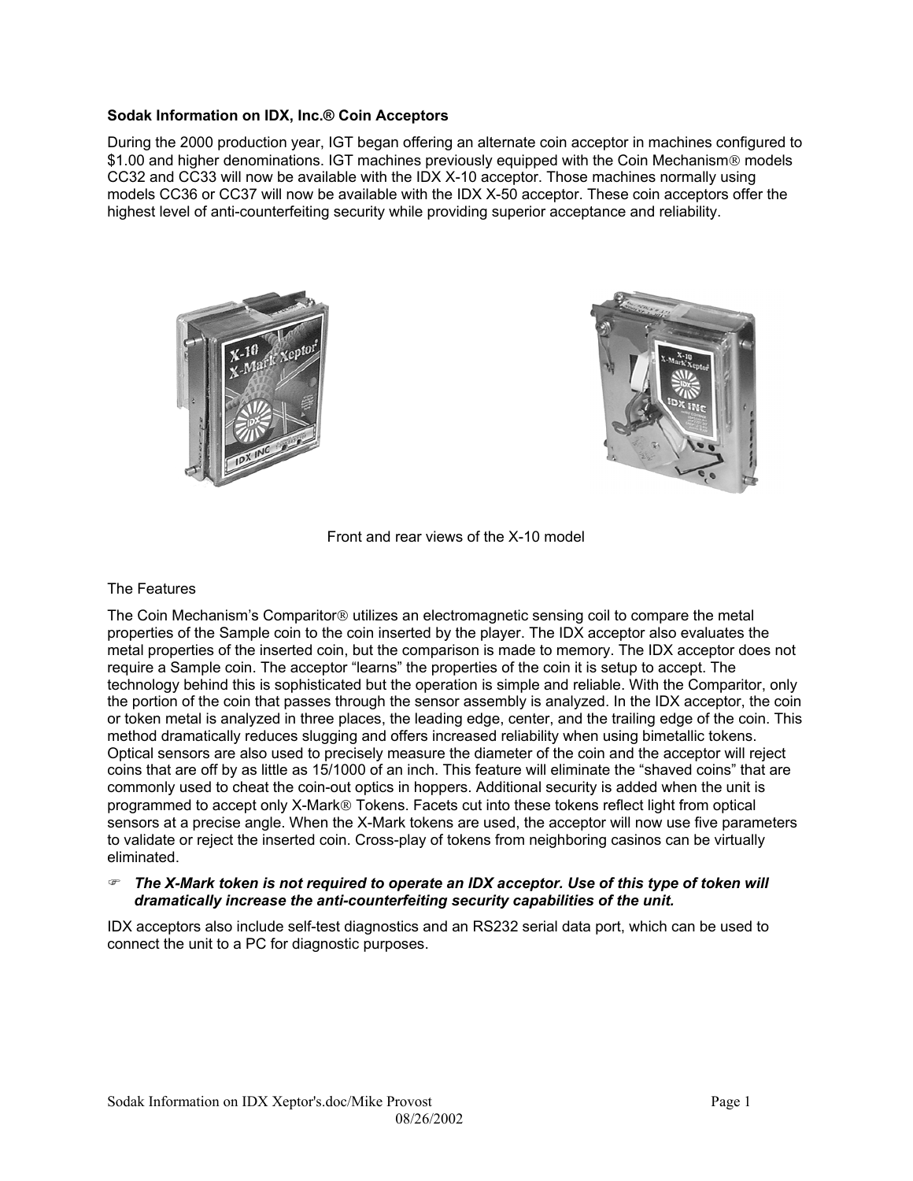**Sodak Information on IDX, Inc.® Coin Acceptors**

During the 2000 production year, IGT began offering an alternate coin acceptor in machines configured to $1.00 and higher denominations. IGT machines previously equipped with the Coin Mechanism® models CC32 and CC33 will now be available with the IDX X-10 acceptor. Those machines normally using models CC36 or CC37 will now be available with the IDX X-50 acceptor. These coin acceptors offer the highest level of anti-counterfeiting security while providing superior acceptance and reliability.

Front and rear views of the X-10 model

The Features

The Coin Mechanism's Comparitor® utilizes an electromagnetic sensing coil to compare the metal properties of the Sample coin to the coin inserted by the player. The IDX acceptor also evaluates the metal properties of the inserted coin, but the comparison is made to memory. The IDX acceptor does not require a Sample coin. The acceptor "learns" the properties of the coin it is setup to accept. The technology behind this is sophisticated but the operation is simple and reliable. With the Comparitor, only the portion of the coin that passes through the sensor assembly is analyzed. In the IDX acceptor, the coin or token metal is analyzed in three places, the leading edge, center, and the trailing edge of the coin. This method dramatically reduces slugging and offers increased reliability when using bimetallic tokens. Optical sensors are also used to precisely measure the diameter of the coin and the acceptor will reject coins that are off by as little as 15/1000 of an inch. This feature will eliminate the "shaved coins" that are commonly used to cheat the coin-out optics in hoppers. Additional security is added when the unit is programmed to accept only X-Mark® Tokens. Facets cut into these tokens reflect light from optical sensors at a precise angle. When the X-Mark tokens are used, the acceptor will now use five parameters to validate or reject the inserted coin. Cross-play of tokens from neighboring casinos can be virtually eliminated.

- ***The X-Mark token is not required to operate an IDX acceptor. Use of this type of token will dramatically increase the anti-counterfeiting security capabilities of the unit.***

IDX acceptors also include self-test diagnostics and an RS232 serial data port, which can be used to connect the unit to a PC for diagnostic purposes.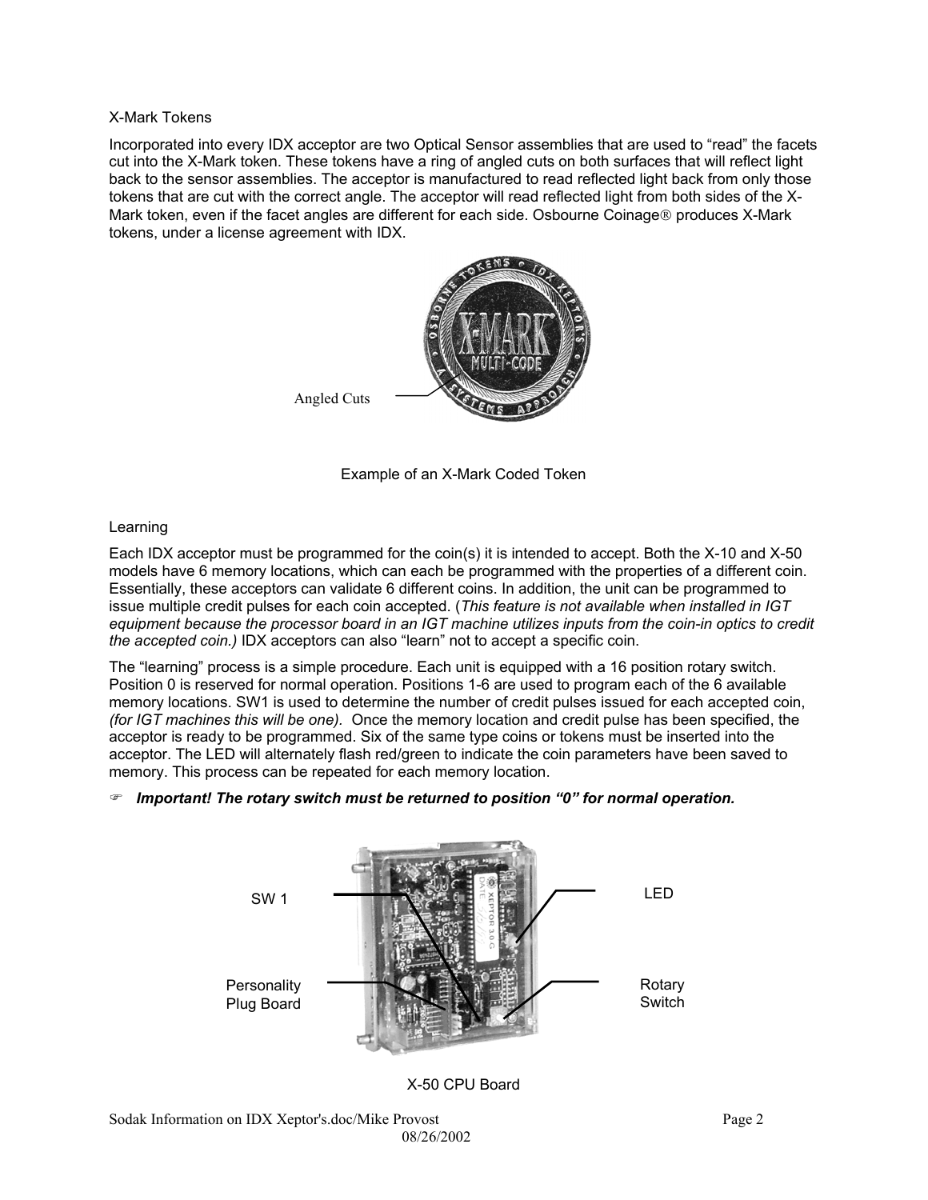X-Mark Tokens

Incorporated into every IDX acceptor are two Optical Sensor assemblies that are used to "read" the facets cut into the X-Mark token. These tokens have a ring of angled cuts on both surfaces that will reflect light back to the sensor assemblies. The acceptor is manufactured to read reflected light back from only those tokens that are cut with the correct angle. The acceptor will read reflected light from both sides of the X-Mark token, even if the facet angles are different for each side. Osbourne Coinage® produces X-Mark tokens, under a license agreement with IDX.

Angled Cuts

Example of an X-Mark Coded Token

Learning

Each IDX acceptor must be programmed for the coin(s) it is intended to accept. Both the X-10 and X-50 models have 6 memory locations, which can each be programmed with the properties of a different coin. Essentially, these acceptors can validate 6 different coins. In addition, the unit can be programmed to issue multiple credit pulses for each coin accepted. (*This feature is not available when installed in IGT equipment because the processor board in an IGT machine utilizes inputs from the coin-in optics to credit the accepted coin.)* IDX acceptors can also "learn" not to accept a specific coin.

The "learning" process is a simple procedure. Each unit is equipped with a 16 position rotary switch. Position 0 is reserved for normal operation. Positions 1-6 are used to program each of the 6 available memory locations. SW1 is used to determine the number of credit pulses issued for each accepted coin, *(for IGT machines this will be one).* Once the memory location and credit pulse has been specified, the acceptor is ready to be programmed. Six of the same type coins or tokens must be inserted into the acceptor. The LED will alternately flash red/green to indicate the coin parameters have been saved to memory. This process can be repeated for each memory location.

☞ ***Important! The rotary switch must be returned to position "0" for normal operation.***

SW 1

LED

Personality Plug Board

Rotary Switch

X-50 CPU Board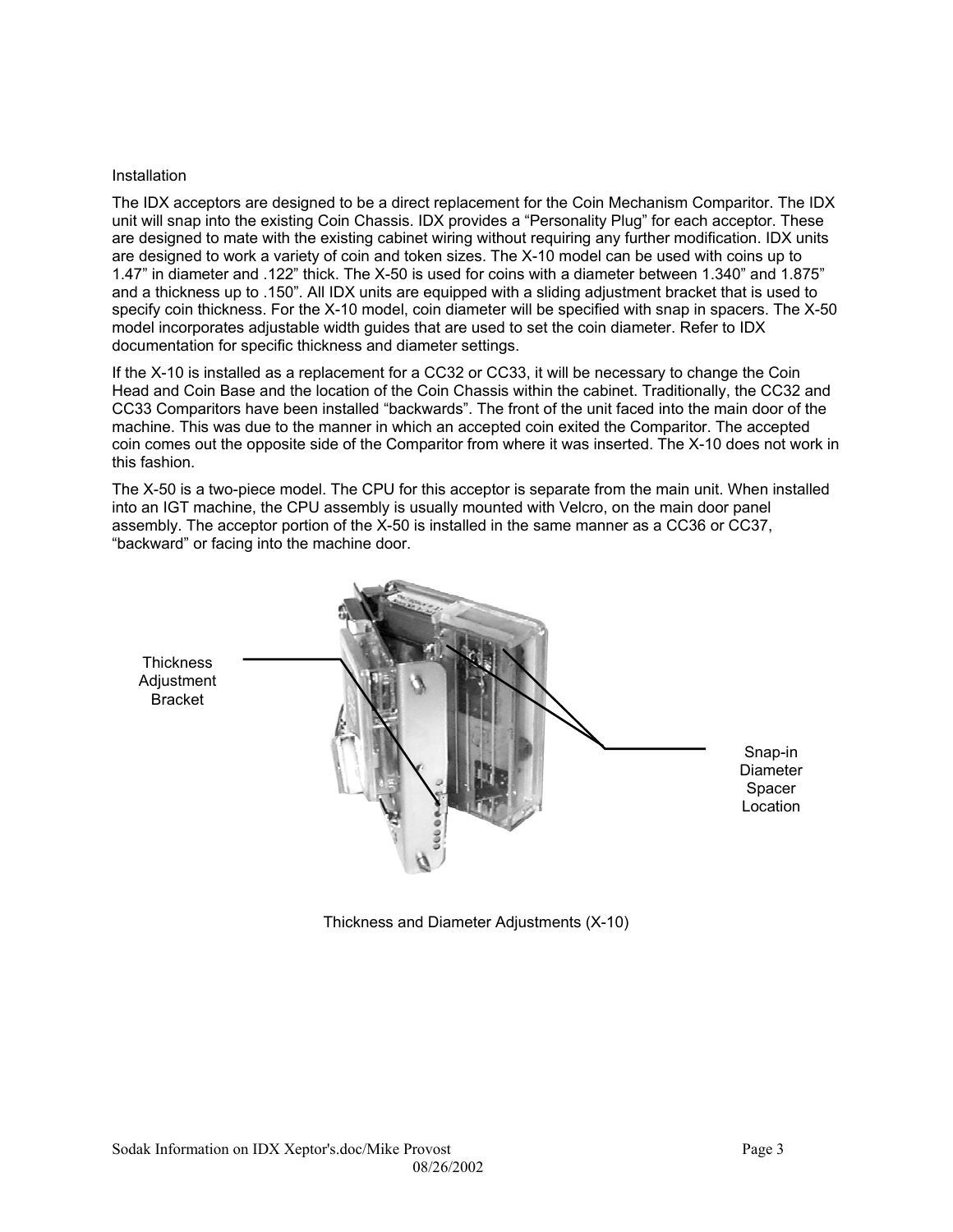## Installation

The IDX acceptors are designed to be a direct replacement for the Coin Mechanism Comparitor. The IDX unit will snap into the existing Coin Chassis. IDX provides a "Personality Plug" for each acceptor. These are designed to mate with the existing cabinet wiring without requiring any further modification. IDX units are designed to work a variety of coin and token sizes. The X-10 model can be used with coins up to 1.47" in diameter and .122" thick. The X-50 is used for coins with a diameter between 1.340" and 1.875" and a thickness up to .150". All IDX units are equipped with a sliding adjustment bracket that is used to specify coin thickness. For the X-10 model, coin diameter will be specified with snap in spacers. The X-50 model incorporates adjustable width guides that are used to set the coin diameter. Refer to IDX documentation for specific thickness and diameter settings.

If the X-10 is installed as a replacement for a CC32 or CC33, it will be necessary to change the Coin Head and Coin Base and the location of the Coin Chassis within the cabinet. Traditionally, the CC32 and CC33 Comparitors have been installed "backwards". The front of the unit faced into the main door of the machine. This was due to the manner in which an accepted coin exited the Comparitor. The accepted coin comes out the opposite side of the Comparitor from where it was inserted. The X-10 does not work in this fashion.

The X-50 is a two-piece model. The CPU for this acceptor is separate from the main unit. When installed into an IGT machine, the CPU assembly is usually mounted with Velcro, on the main door panel assembly. The acceptor portion of the X-50 is installed in the same manner as a CC36 or CC37, "backward" or facing into the machine door.

Thickness Adjustment Bracket

Snap-in Diameter Spacer Location

Thickness and Diameter Adjustments (X-10)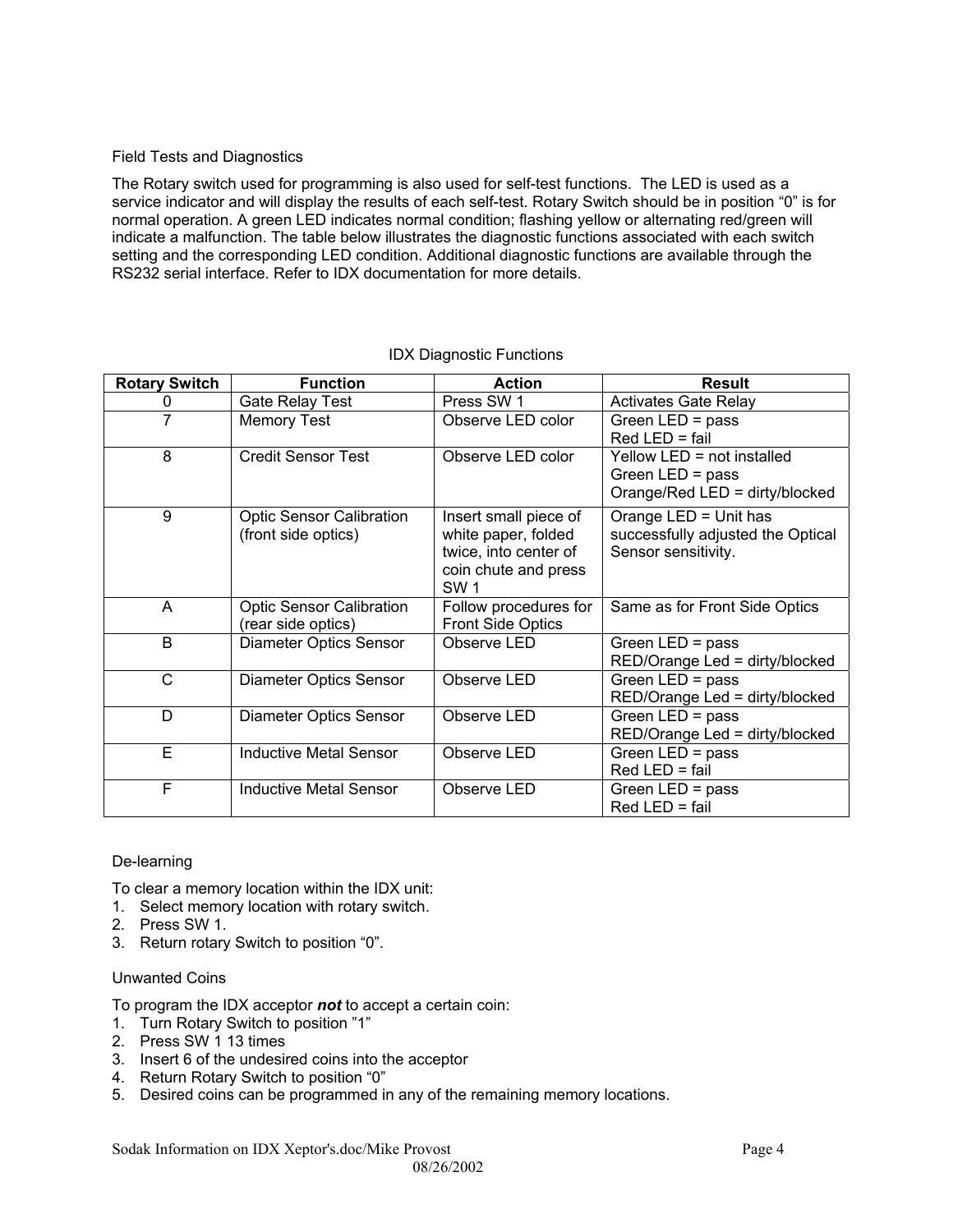## Field Tests and Diagnostics

The Rotary switch used for programming is also used for self-test functions. The LED is used as a service indicator and will display the results of each self-test. Rotary Switch should be in position "0" is for normal operation. A green LED indicates normal condition; flashing yellow or alternating red/green will indicate a malfunction. The table below illustrates the diagnostic functions associated with each switch setting and the corresponding LED condition. Additional diagnostic functions are available through the RS232 serial interface. Refer to IDX documentation for more details.

IDX Diagnostic Functions

| Rotary Switch | Function | Action | Result |
|---|---|---|---|
| 0 | Gate Relay Test | Press SW 1 | Activates Gate Relay |
| 7 | Memory Test | Observe LED color | Green LED = pass<br>Red LED = fail |
| 8 | Credit Sensor Test | Observe LED color | Yellow LED = not installed<br>Green LED = pass<br>Orange/Red LED = dirty/blocked |
| 9 | Optic Sensor Calibration (front side optics) | Insert small piece of white paper, folded twice, into center of coin chute and press SW 1 | Orange LED = Unit has successfully adjusted the Optical Sensor sensitivity. |
| A | Optic Sensor Calibration (rear side optics) | Follow procedures for Front Side Optics | Same as for Front Side Optics |
| B | Diameter Optics Sensor | Observe LED | Green LED = pass<br>RED/Orange Led = dirty/blocked |
| C | Diameter Optics Sensor | Observe LED | Green LED = pass<br>RED/Orange Led = dirty/blocked |
| D | Diameter Optics Sensor | Observe LED | Green LED = pass<br>RED/Orange Led = dirty/blocked |
| E | Inductive Metal Sensor | Observe LED | Green LED = pass<br>Red LED = fail |
| F | Inductive Metal Sensor | Observe LED | Green LED = pass<br>Red LED = fail |

## De-learning

To clear a memory location within the IDX unit:

1. Select memory location with rotary switch.
2. Press SW 1.
3. Return rotary Switch to position "0".

## Unwanted Coins

To program the IDX acceptor ***not*** to accept a certain coin:

1. Turn Rotary Switch to position "1"
2. Press SW 1 13 times
3. Insert 6 of the undesired coins into the acceptor
4. Return Rotary Switch to position "0"
5. Desired coins can be programmed in any of the remaining memory locations.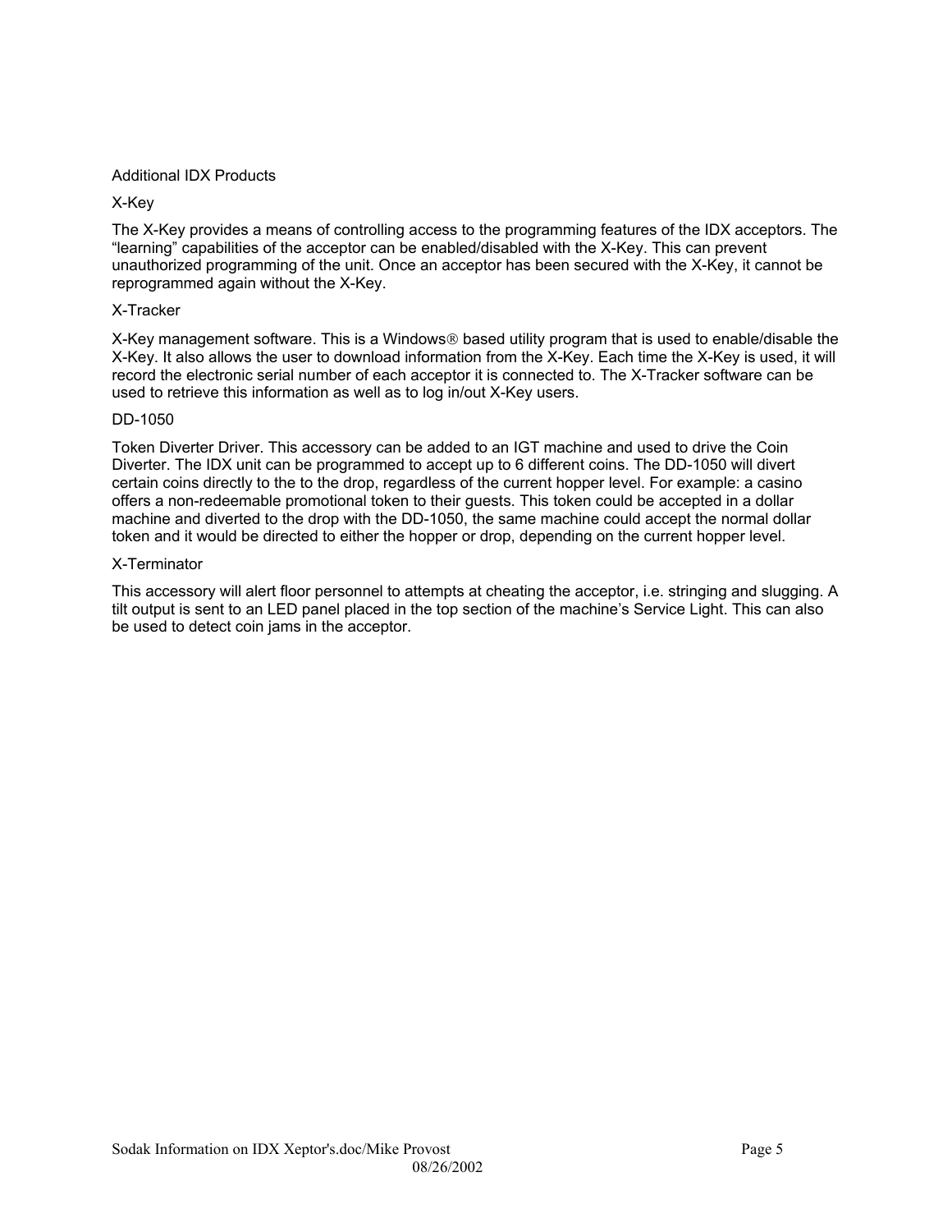## Additional IDX Products

### X-Key

The X-Key provides a means of controlling access to the programming features of the IDX acceptors. The "learning" capabilities of the acceptor can be enabled/disabled with the X-Key. This can prevent unauthorized programming of the unit. Once an acceptor has been secured with the X-Key, it cannot be reprogrammed again without the X-Key.

### X-Tracker

X-Key management software. This is a Windows® based utility program that is used to enable/disable the X-Key. It also allows the user to download information from the X-Key. Each time the X-Key is used, it will record the electronic serial number of each acceptor it is connected to. The X-Tracker software can be used to retrieve this information as well as to log in/out X-Key users.

### DD-1050

Token Diverter Driver. This accessory can be added to an IGT machine and used to drive the Coin Diverter. The IDX unit can be programmed to accept up to 6 different coins. The DD-1050 will divert certain coins directly to the to the drop, regardless of the current hopper level. For example: a casino offers a non-redeemable promotional token to their guests. This token could be accepted in a dollar machine and diverted to the drop with the DD-1050, the same machine could accept the normal dollar token and it would be directed to either the hopper or drop, depending on the current hopper level.

### X-Terminator

This accessory will alert floor personnel to attempts at cheating the acceptor, i.e. stringing and slugging. A tilt output is sent to an LED panel placed in the top section of the machine's Service Light. This can also be used to detect coin jams in the acceptor.